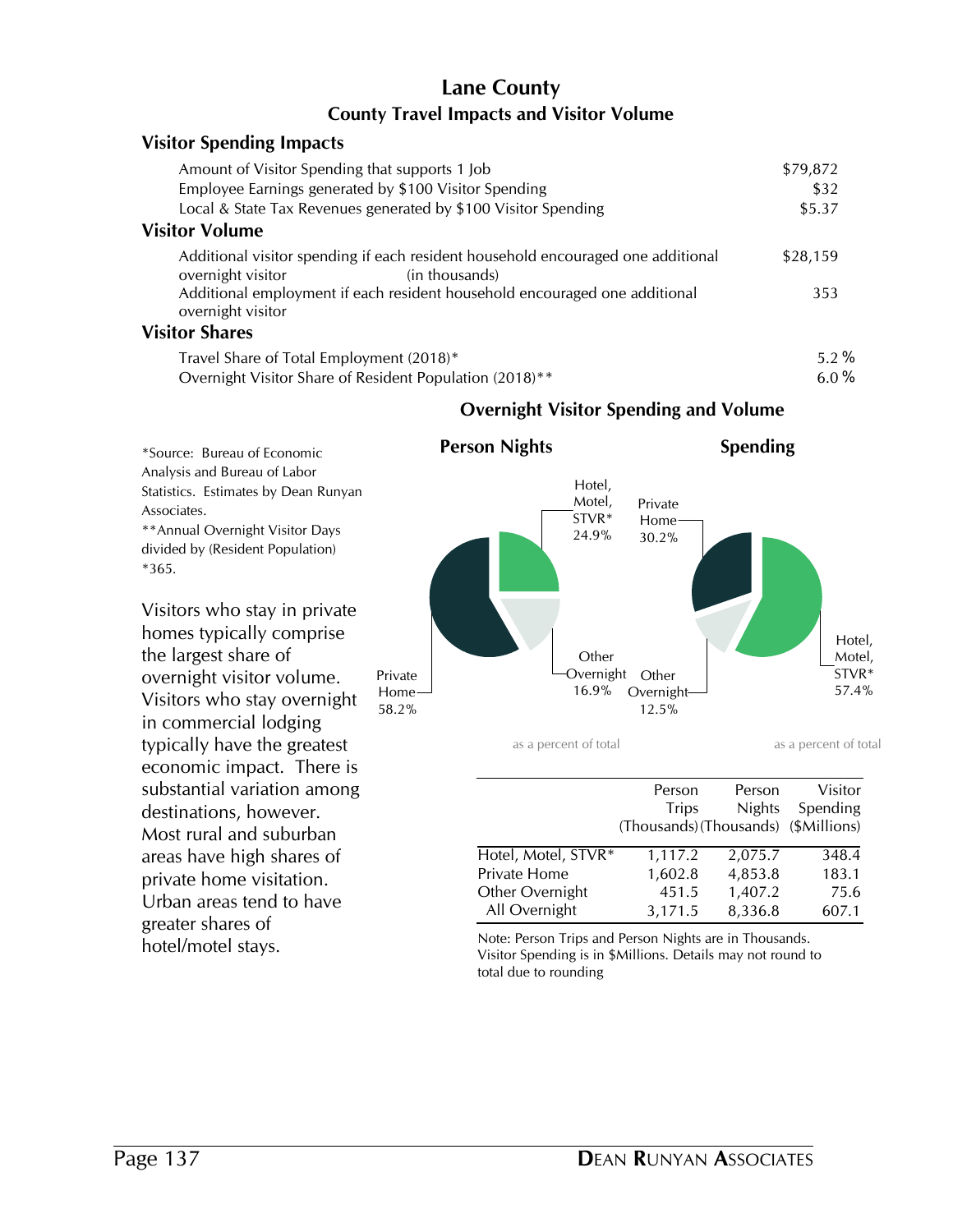# Lane County

## County Travel Impacts and Visitor Volume

### Visitor Spending Impacts

| | |
|---|---|
| Amount of Visitor Spending that supports 1 Job | $79,872 |
| Employee Earnings generated by $100 Visitor Spending | $32 |
| Local & State Tax Revenues generated by $100 Visitor Spending | $5.37 |

### Visitor Volume

| | |
|---|---|
| Additional visitor spending if each resident household encouraged one additional overnight visitor (in thousands) | $28,159 |
| Additional employment if each resident household encouraged one additional overnight visitor | 353 |

### Visitor Shares

| | |
|---|---|
| Travel Share of Total Employment (2018)* | 5.2 % |
| Overnight Visitor Share of Resident Population (2018)** | 6.0 % |

*Source: Bureau of Economic Analysis and Bureau of Labor Statistics. Estimates by Dean Runyan Associates.

**Annual Overnight Visitor Days divided by (Resident Population) *365.

Visitors who stay in private homes typically comprise the largest share of overnight visitor volume. Visitors who stay overnight in commercial lodging typically have the greatest economic impact. There is substantial variation among destinations, however. Most rural and suburban areas have high shares of private home visitation. Urban areas tend to have greater shares of hotel/motel stays.

### Overnight Visitor Spending and Volume

**Person Nights**

- Hotel, Motel, STVR* 24.9%
- Private Home 58.2%
- Other Overnight 16.9%

as a percent of total

**Spending**

- Hotel, Motel, STVR* 57.4%
- Private Home 30.2%
- Other Overnight 12.5%

as a percent of total

| | Person Trips (Thousands) | Person Nights (Thousands) | Visitor Spending ($Millions) |
|---|---|---|---|
| Hotel, Motel, STVR* | 1,117.2 | 2,075.7 | 348.4 |
| Private Home | 1,602.8 | 4,853.8 | 183.1 |
| Other Overnight | 451.5 | 1,407.2 | 75.6 |
| All Overnight | 3,171.5 | 8,336.8 | 607.1 |

Note: Person Trips and Person Nights are in Thousands. Visitor Spending is in $Millions. Details may not round to total due to rounding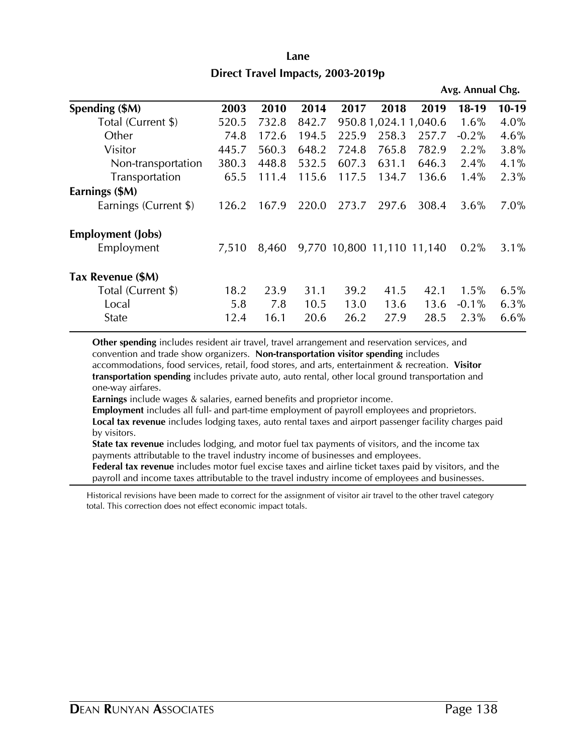## Lane

### Direct Travel Impacts, 2003-2019p

| | 2003 | 2010 | 2014 | 2017 | 2018 | 2019 | Avg. Annual Chg. 18-19 | 10-19 |
|---|---|---|---|---|---|---|---|---|
| **Spending ($M)** | | | | | | | | |
| Total (Current $) | 520.5 | 732.8 | 842.7 | 950.8 | 1,024.1 | 1,040.6 | 1.6% | 4.0% |
| Other | 74.8 | 172.6 | 194.5 | 225.9 | 258.3 | 257.7 | -0.2% | 4.6% |
| Visitor | 445.7 | 560.3 | 648.2 | 724.8 | 765.8 | 782.9 | 2.2% | 3.8% |
| Non-transportation | 380.3 | 448.8 | 532.5 | 607.3 | 631.1 | 646.3 | 2.4% | 4.1% |
| Transportation | 65.5 | 111.4 | 115.6 | 117.5 | 134.7 | 136.6 | 1.4% | 2.3% |
| **Earnings ($M)** | | | | | | | | |
| Earnings (Current $) | 126.2 | 167.9 | 220.0 | 273.7 | 297.6 | 308.4 | 3.6% | 7.0% |
| **Employment (Jobs)** | | | | | | | | |
| Employment | 7,510 | 8,460 | 9,770 | 10,800 | 11,110 | 11,140 | 0.2% | 3.1% |
| **Tax Revenue ($M)** | | | | | | | | |
| Total (Current $) | 18.2 | 23.9 | 31.1 | 39.2 | 41.5 | 42.1 | 1.5% | 6.5% |
| Local | 5.8 | 7.8 | 10.5 | 13.0 | 13.6 | 13.6 | -0.1% | 6.3% |
| State | 12.4 | 16.1 | 20.6 | 26.2 | 27.9 | 28.5 | 2.3% | 6.6% |

**Other spending** includes resident air travel, travel arrangement and reservation services, and convention and trade show organizers. **Non-transportation visitor spending** includes accommodations, food services, retail, food stores, and arts, entertainment & recreation. **Visitor transportation spending** includes private auto, auto rental, other local ground transportation and one-way airfares.

**Earnings** include wages & salaries, earned benefits and proprietor income.

**Employment** includes all full- and part-time employment of payroll employees and proprietors.

**Local tax revenue** includes lodging taxes, auto rental taxes and airport passenger facility charges paid by visitors.

**State tax revenue** includes lodging, and motor fuel tax payments of visitors, and the income tax payments attributable to the travel industry income of businesses and employees.

**Federal tax revenue** includes motor fuel excise taxes and airline ticket taxes paid by visitors, and the payroll and income taxes attributable to the travel industry income of employees and businesses.

Historical revisions have been made to correct for the assignment of visitor air travel to the other travel category total. This correction does not effect economic impact totals.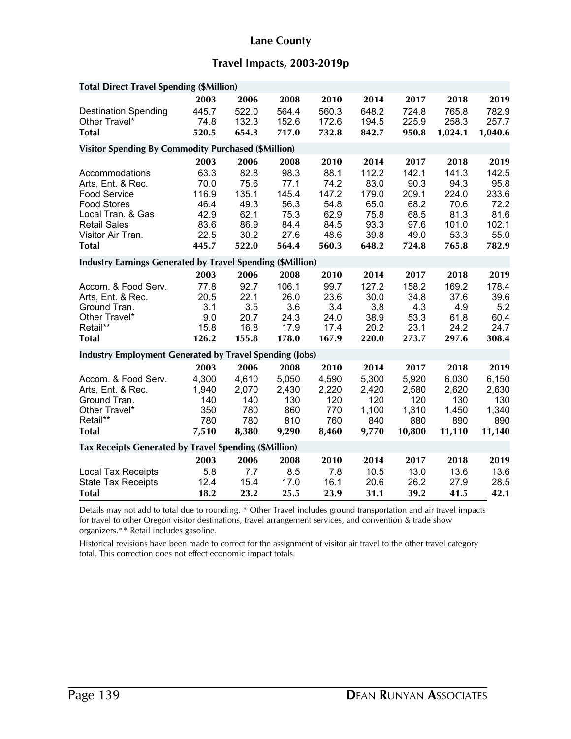# Lane County

## Travel Impacts, 2003-2019p

| **Total Direct Travel Spending ($Million)** | | | | | | | | |
|---|---|---|---|---|---|---|---|---|
| | **2003** | **2006** | **2008** | **2010** | **2014** | **2017** | **2018** | **2019** |
| Destination Spending | 445.7 | 522.0 | 564.4 | 560.3 | 648.2 | 724.8 | 765.8 | 782.9 |
| Other Travel* | 74.8 | 132.3 | 152.6 | 172.6 | 194.5 | 225.9 | 258.3 | 257.7 |
| **Total** | **520.5** | **654.3** | **717.0** | **732.8** | **842.7** | **950.8** | **1,024.1** | **1,040.6** |

| **Visitor Spending By Commodity Purchased ($Million)** | | | | | | | | |
|---|---|---|---|---|---|---|---|---|
| | **2003** | **2006** | **2008** | **2010** | **2014** | **2017** | **2018** | **2019** |
| Accommodations | 63.3 | 82.8 | 98.3 | 88.1 | 112.2 | 142.1 | 141.3 | 142.5 |
| Arts, Ent. & Rec. | 70.0 | 75.6 | 77.1 | 74.2 | 83.0 | 90.3 | 94.3 | 95.8 |
| Food Service | 116.9 | 135.1 | 145.4 | 147.2 | 179.0 | 209.1 | 224.0 | 233.6 |
| Food Stores | 46.4 | 49.3 | 56.3 | 54.8 | 65.0 | 68.2 | 70.6 | 72.2 |
| Local Tran. & Gas | 42.9 | 62.1 | 75.3 | 62.9 | 75.8 | 68.5 | 81.3 | 81.6 |
| Retail Sales | 83.6 | 86.9 | 84.4 | 84.5 | 93.3 | 97.6 | 101.0 | 102.1 |
| Visitor Air Tran. | 22.5 | 30.2 | 27.6 | 48.6 | 39.8 | 49.0 | 53.3 | 55.0 |
| **Total** | **445.7** | **522.0** | **564.4** | **560.3** | **648.2** | **724.8** | **765.8** | **782.9** |

| **Industry Earnings Generated by Travel Spending ($Million)** | | | | | | | | |
|---|---|---|---|---|---|---|---|---|
| | **2003** | **2006** | **2008** | **2010** | **2014** | **2017** | **2018** | **2019** |
| Accom. & Food Serv. | 77.8 | 92.7 | 106.1 | 99.7 | 127.2 | 158.2 | 169.2 | 178.4 |
| Arts, Ent. & Rec. | 20.5 | 22.1 | 26.0 | 23.6 | 30.0 | 34.8 | 37.6 | 39.6 |
| Ground Tran. | 3.1 | 3.5 | 3.6 | 3.4 | 3.8 | 4.3 | 4.9 | 5.2 |
| Other Travel* | 9.0 | 20.7 | 24.3 | 24.0 | 38.9 | 53.3 | 61.8 | 60.4 |
| Retail** | 15.8 | 16.8 | 17.9 | 17.4 | 20.2 | 23.1 | 24.2 | 24.7 |
| **Total** | **126.2** | **155.8** | **178.0** | **167.9** | **220.0** | **273.7** | **297.6** | **308.4** |

| **Industry Employment Generated by Travel Spending (Jobs)** | | | | | | | | |
|---|---|---|---|---|---|---|---|---|
| | **2003** | **2006** | **2008** | **2010** | **2014** | **2017** | **2018** | **2019** |
| Accom. & Food Serv. | 4,300 | 4,610 | 5,050 | 4,590 | 5,300 | 5,920 | 6,030 | 6,150 |
| Arts, Ent. & Rec. | 1,940 | 2,070 | 2,430 | 2,220 | 2,420 | 2,580 | 2,620 | 2,630 |
| Ground Tran. | 140 | 140 | 130 | 120 | 120 | 120 | 130 | 130 |
| Other Travel* | 350 | 780 | 860 | 770 | 1,100 | 1,310 | 1,450 | 1,340 |
| Retail** | 780 | 780 | 810 | 760 | 840 | 880 | 890 | 890 |
| **Total** | **7,510** | **8,380** | **9,290** | **8,460** | **9,770** | **10,800** | **11,110** | **11,140** |

| **Tax Receipts Generated by Travel Spending ($Million)** | | | | | | | | |
|---|---|---|---|---|---|---|---|---|
| | **2003** | **2006** | **2008** | **2010** | **2014** | **2017** | **2018** | **2019** |
| Local Tax Receipts | 5.8 | 7.7 | 8.5 | 7.8 | 10.5 | 13.0 | 13.6 | 13.6 |
| State Tax Receipts | 12.4 | 15.4 | 17.0 | 16.1 | 20.6 | 26.2 | 27.9 | 28.5 |
| **Total** | **18.2** | **23.2** | **25.5** | **23.9** | **31.1** | **39.2** | **41.5** | **42.1** |

Details may not add to total due to rounding. * Other Travel includes ground transportation and air travel impacts for travel to other Oregon visitor destinations, travel arrangement services, and convention & trade show organizers.** Retail includes gasoline.

Historical revisions have been made to correct for the assignment of visitor air travel to the other travel category total. This correction does not effect economic impact totals.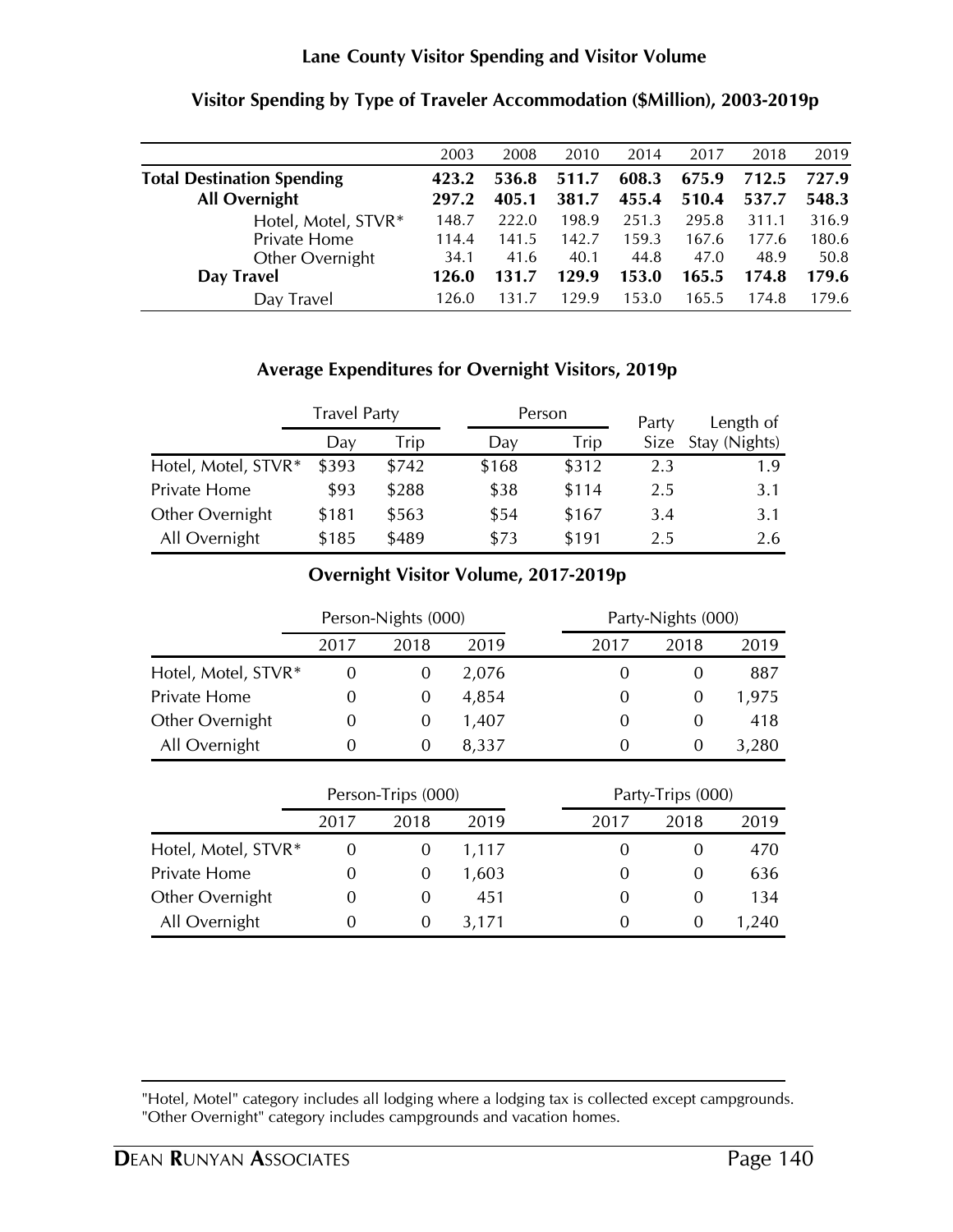## Lane County Visitor Spending and Visitor Volume

### Visitor Spending by Type of Traveler Accommodation ($Million), 2003-2019p

| | 2003 | 2008 | 2010 | 2014 | 2017 | 2018 | 2019 |
|---|---|---|---|---|---|---|---|
| **Total Destination Spending** | **423.2** | **536.8** | **511.7** | **608.3** | **675.9** | **712.5** | **727.9** |
| **All Overnight** | **297.2** | **405.1** | **381.7** | **455.4** | **510.4** | **537.7** | **548.3** |
| Hotel, Motel, STVR* | 148.7 | 222.0 | 198.9 | 251.3 | 295.8 | 311.1 | 316.9 |
| Private Home | 114.4 | 141.5 | 142.7 | 159.3 | 167.6 | 177.6 | 180.6 |
| Other Overnight | 34.1 | 41.6 | 40.1 | 44.8 | 47.0 | 48.9 | 50.8 |
| **Day Travel** | **126.0** | **131.7** | **129.9** | **153.0** | **165.5** | **174.8** | **179.6** |
| Day Travel | 126.0 | 131.7 | 129.9 | 153.0 | 165.5 | 174.8 | 179.6 |

### Average Expenditures for Overnight Visitors, 2019p

| | Travel Party | | Person | | Party | Length of |
|---|---|---|---|---|---|---|
| | Day | Trip | Day | Trip | Size | Stay (Nights) |
| Hotel, Motel, STVR* | $393 | $742 | $168 | $312 | 2.3 | 1.9 |
| Private Home | $93 | $288 | $38 | $114 | 2.5 | 3.1 |
| Other Overnight | $181 | $563 | $54 | $167 | 3.4 | 3.1 |
| All Overnight | $185 | $489 | $73 | $191 | 2.5 | 2.6 |

### Overnight Visitor Volume, 2017-2019p

| | Person-Nights (000) | | | Party-Nights (000) | | |
|---|---|---|---|---|---|---|
| | 2017 | 2018 | 2019 | 2017 | 2018 | 2019 |
| Hotel, Motel, STVR* | 0 | 0 | 2,076 | 0 | 0 | 887 |
| Private Home | 0 | 0 | 4,854 | 0 | 0 | 1,975 |
| Other Overnight | 0 | 0 | 1,407 | 0 | 0 | 418 |
| All Overnight | 0 | 0 | 8,337 | 0 | 0 | 3,280 |

| | Person-Trips (000) | | | Party-Trips (000) | | |
|---|---|---|---|---|---|---|
| | 2017 | 2018 | 2019 | 2017 | 2018 | 2019 |
| Hotel, Motel, STVR* | 0 | 0 | 1,117 | 0 | 0 | 470 |
| Private Home | 0 | 0 | 1,603 | 0 | 0 | 636 |
| Other Overnight | 0 | 0 | 451 | 0 | 0 | 134 |
| All Overnight | 0 | 0 | 3,171 | 0 | 0 | 1,240 |

"Hotel, Motel" category includes all lodging where a lodging tax is collected except campgrounds.
"Other Overnight" category includes campgrounds and vacation homes.